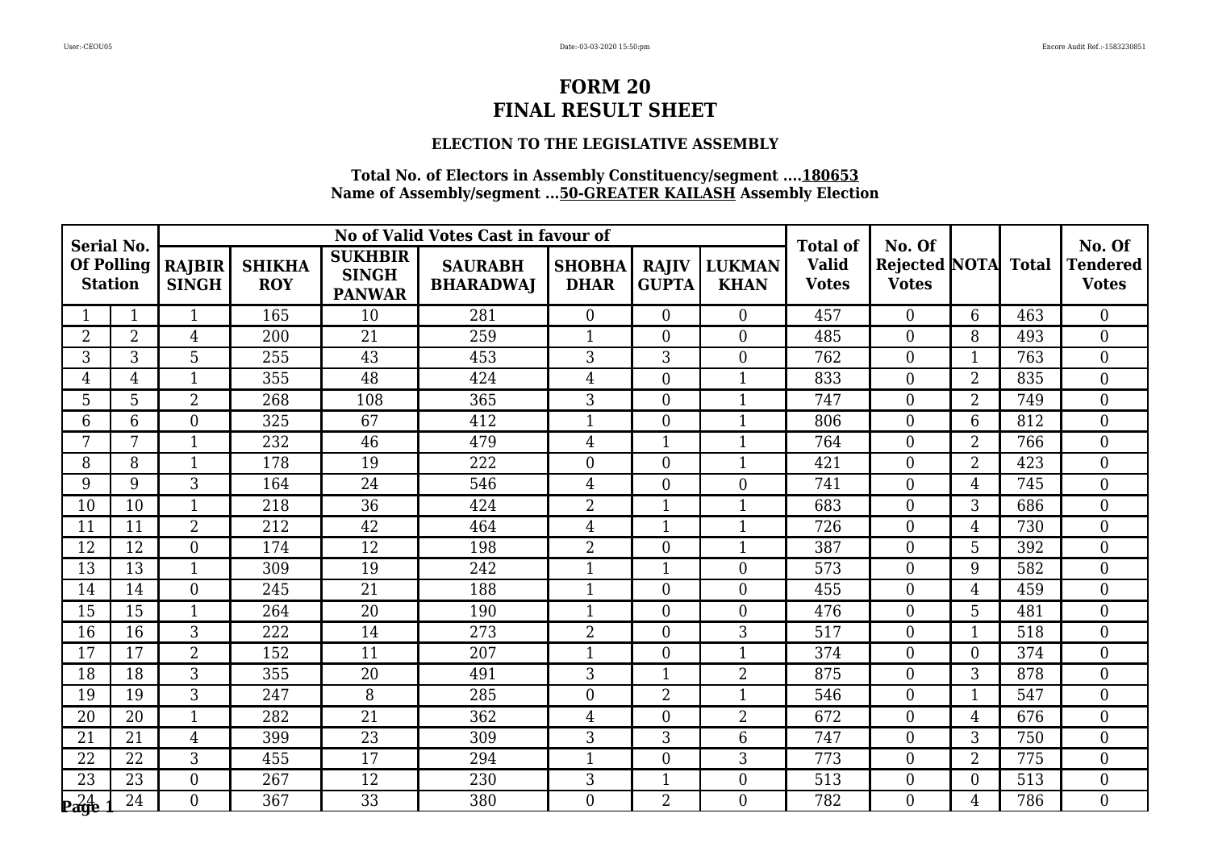# FORM 20
# FINAL RESULT SHEET

### ELECTION TO THE LEGISLATIVE ASSEMBLY

**Total No. of Electors in Assembly Constituency/segment ....180653**
**Name of Assembly/segment ...50-GREATER KAILASH Assembly Election**

| Serial No. Of Polling Station | | No of Valid Votes Cast in favour of | | | | | | | Total of Valid Votes | No. Of Rejected Votes | NOTA | Total | No. Of Tendered Votes |
|---|---|---|---|---|---|---|---|---|---|---|---|---|---|
| | | RAJBIR SINGH | SHIKHA ROY | SUKHBIR SINGH PANWAR | SAURABH BHARADWAJ | SHOBHA DHAR | RAJIV GUPTA | LUKMAN KHAN | | | | | |
| 1 | 1 | 1 | 165 | 10 | 281 | 0 | 0 | 0 | 457 | 0 | 6 | 463 | 0 |
| 2 | 2 | 4 | 200 | 21 | 259 | 1 | 0 | 0 | 485 | 0 | 8 | 493 | 0 |
| 3 | 3 | 5 | 255 | 43 | 453 | 3 | 3 | 0 | 762 | 0 | 1 | 763 | 0 |
| 4 | 4 | 1 | 355 | 48 | 424 | 4 | 0 | 1 | 833 | 0 | 2 | 835 | 0 |
| 5 | 5 | 2 | 268 | 108 | 365 | 3 | 0 | 1 | 747 | 0 | 2 | 749 | 0 |
| 6 | 6 | 0 | 325 | 67 | 412 | 1 | 0 | 1 | 806 | 0 | 6 | 812 | 0 |
| 7 | 7 | 1 | 232 | 46 | 479 | 4 | 1 | 1 | 764 | 0 | 2 | 766 | 0 |
| 8 | 8 | 1 | 178 | 19 | 222 | 0 | 0 | 1 | 421 | 0 | 2 | 423 | 0 |
| 9 | 9 | 3 | 164 | 24 | 546 | 4 | 0 | 0 | 741 | 0 | 4 | 745 | 0 |
| 10 | 10 | 1 | 218 | 36 | 424 | 2 | 1 | 1 | 683 | 0 | 3 | 686 | 0 |
| 11 | 11 | 2 | 212 | 42 | 464 | 4 | 1 | 1 | 726 | 0 | 4 | 730 | 0 |
| 12 | 12 | 0 | 174 | 12 | 198 | 2 | 0 | 1 | 387 | 0 | 5 | 392 | 0 |
| 13 | 13 | 1 | 309 | 19 | 242 | 1 | 1 | 0 | 573 | 0 | 9 | 582 | 0 |
| 14 | 14 | 0 | 245 | 21 | 188 | 1 | 0 | 0 | 455 | 0 | 4 | 459 | 0 |
| 15 | 15 | 1 | 264 | 20 | 190 | 1 | 0 | 0 | 476 | 0 | 5 | 481 | 0 |
| 16 | 16 | 3 | 222 | 14 | 273 | 2 | 0 | 3 | 517 | 0 | 1 | 518 | 0 |
| 17 | 17 | 2 | 152 | 11 | 207 | 1 | 0 | 1 | 374 | 0 | 0 | 374 | 0 |
| 18 | 18 | 3 | 355 | 20 | 491 | 3 | 1 | 2 | 875 | 0 | 3 | 878 | 0 |
| 19 | 19 | 3 | 247 | 8 | 285 | 0 | 2 | 1 | 546 | 0 | 1 | 547 | 0 |
| 20 | 20 | 1 | 282 | 21 | 362 | 4 | 0 | 2 | 672 | 0 | 4 | 676 | 0 |
| 21 | 21 | 4 | 399 | 23 | 309 | 3 | 3 | 6 | 747 | 0 | 3 | 750 | 0 |
| 22 | 22 | 3 | 455 | 17 | 294 | 1 | 0 | 3 | 773 | 0 | 2 | 775 | 0 |
| 23 | 23 | 0 | 267 | 12 | 230 | 3 | 1 | 0 | 513 | 0 | 0 | 513 | 0 |
| 24 | 24 | 0 | 367 | 33 | 380 | 0 | 2 | 0 | 782 | 0 | 4 | 786 | 0 |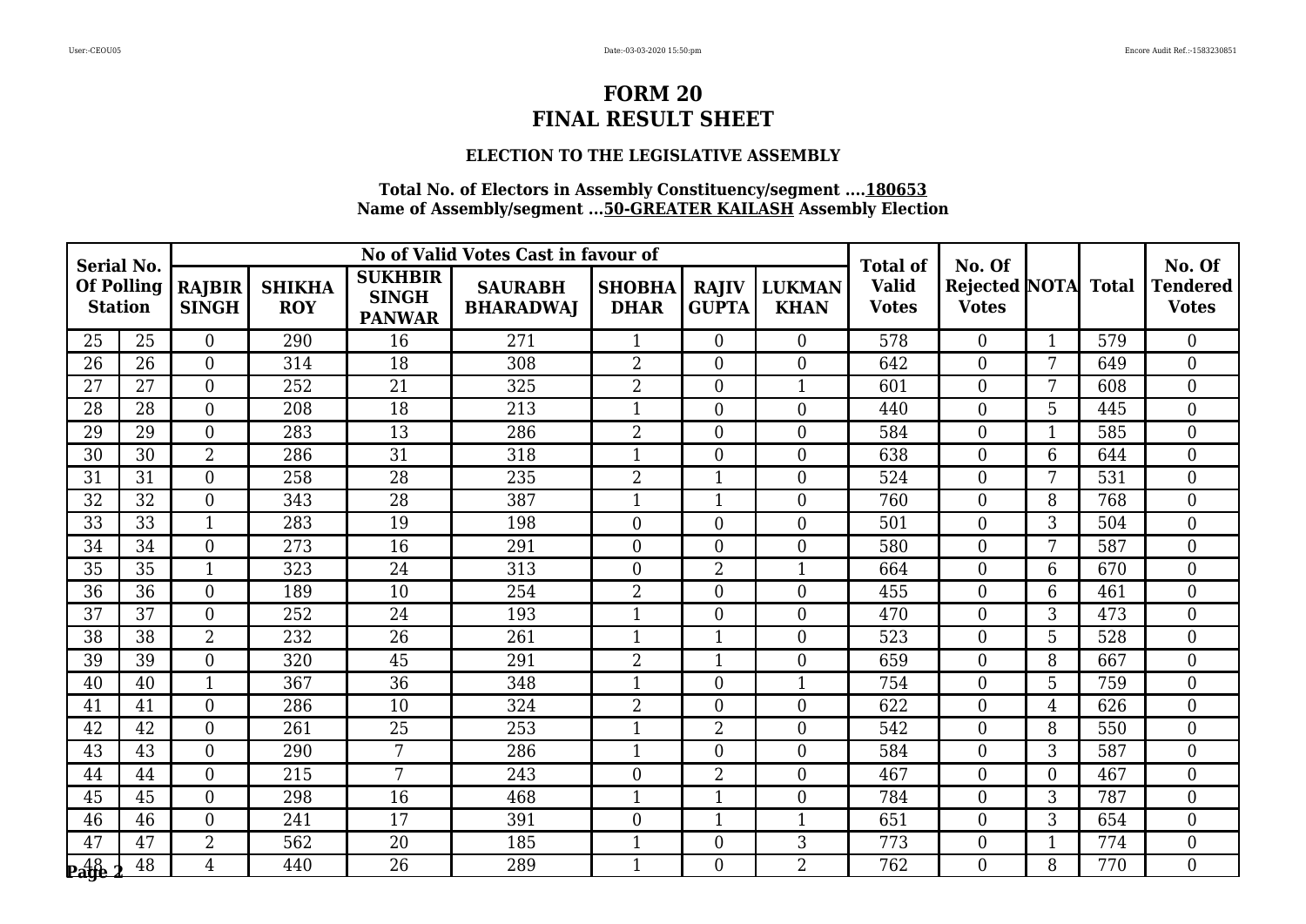# FORM 20
# FINAL RESULT SHEET

### ELECTION TO THE LEGISLATIVE ASSEMBLY

**Total No. of Electors in Assembly Constituency/segment ....180653**
**Name of Assembly/segment ...50-GREATER KAILASH Assembly Election**

| Serial No. Of Polling Station | | No of Valid Votes Cast in favour of | | | | | | | Total of Valid Votes | No. Of Rejected Votes | NOTA | Total | No. Of Tendered Votes |
|---|---|---|---|---|---|---|---|---|---|---|---|---|---|
| | | RAJBIR SINGH | SHIKHA ROY | SUKHBIR SINGH PANWAR | SAURABH BHARADWAJ | SHOBHA DHAR | RAJIV GUPTA | LUKMAN KHAN | | | | | |
| 25 | 25 | 0 | 290 | 16 | 271 | 1 | 0 | 0 | 578 | 0 | 1 | 579 | 0 |
| 26 | 26 | 0 | 314 | 18 | 308 | 2 | 0 | 0 | 642 | 0 | 7 | 649 | 0 |
| 27 | 27 | 0 | 252 | 21 | 325 | 2 | 0 | 1 | 601 | 0 | 7 | 608 | 0 |
| 28 | 28 | 0 | 208 | 18 | 213 | 1 | 0 | 0 | 440 | 0 | 5 | 445 | 0 |
| 29 | 29 | 0 | 283 | 13 | 286 | 2 | 0 | 0 | 584 | 0 | 1 | 585 | 0 |
| 30 | 30 | 2 | 286 | 31 | 318 | 1 | 0 | 0 | 638 | 0 | 6 | 644 | 0 |
| 31 | 31 | 0 | 258 | 28 | 235 | 2 | 1 | 0 | 524 | 0 | 7 | 531 | 0 |
| 32 | 32 | 0 | 343 | 28 | 387 | 1 | 1 | 0 | 760 | 0 | 8 | 768 | 0 |
| 33 | 33 | 1 | 283 | 19 | 198 | 0 | 0 | 0 | 501 | 0 | 3 | 504 | 0 |
| 34 | 34 | 0 | 273 | 16 | 291 | 0 | 0 | 0 | 580 | 0 | 7 | 587 | 0 |
| 35 | 35 | 1 | 323 | 24 | 313 | 0 | 2 | 1 | 664 | 0 | 6 | 670 | 0 |
| 36 | 36 | 0 | 189 | 10 | 254 | 2 | 0 | 0 | 455 | 0 | 6 | 461 | 0 |
| 37 | 37 | 0 | 252 | 24 | 193 | 1 | 0 | 0 | 470 | 0 | 3 | 473 | 0 |
| 38 | 38 | 2 | 232 | 26 | 261 | 1 | 1 | 0 | 523 | 0 | 5 | 528 | 0 |
| 39 | 39 | 0 | 320 | 45 | 291 | 2 | 1 | 0 | 659 | 0 | 8 | 667 | 0 |
| 40 | 40 | 1 | 367 | 36 | 348 | 1 | 0 | 1 | 754 | 0 | 5 | 759 | 0 |
| 41 | 41 | 0 | 286 | 10 | 324 | 2 | 0 | 0 | 622 | 0 | 4 | 626 | 0 |
| 42 | 42 | 0 | 261 | 25 | 253 | 1 | 2 | 0 | 542 | 0 | 8 | 550 | 0 |
| 43 | 43 | 0 | 290 | 7 | 286 | 1 | 0 | 0 | 584 | 0 | 3 | 587 | 0 |
| 44 | 44 | 0 | 215 | 7 | 243 | 0 | 2 | 0 | 467 | 0 | 0 | 467 | 0 |
| 45 | 45 | 0 | 298 | 16 | 468 | 1 | 1 | 0 | 784 | 0 | 3 | 787 | 0 |
| 46 | 46 | 0 | 241 | 17 | 391 | 0 | 1 | 1 | 651 | 0 | 3 | 654 | 0 |
| 47 | 47 | 2 | 562 | 20 | 185 | 1 | 0 | 3 | 773 | 0 | 1 | 774 | 0 |
| 48 | 48 | 4 | 440 | 26 | 289 | 1 | 0 | 2 | 762 | 0 | 8 | 770 | 0 |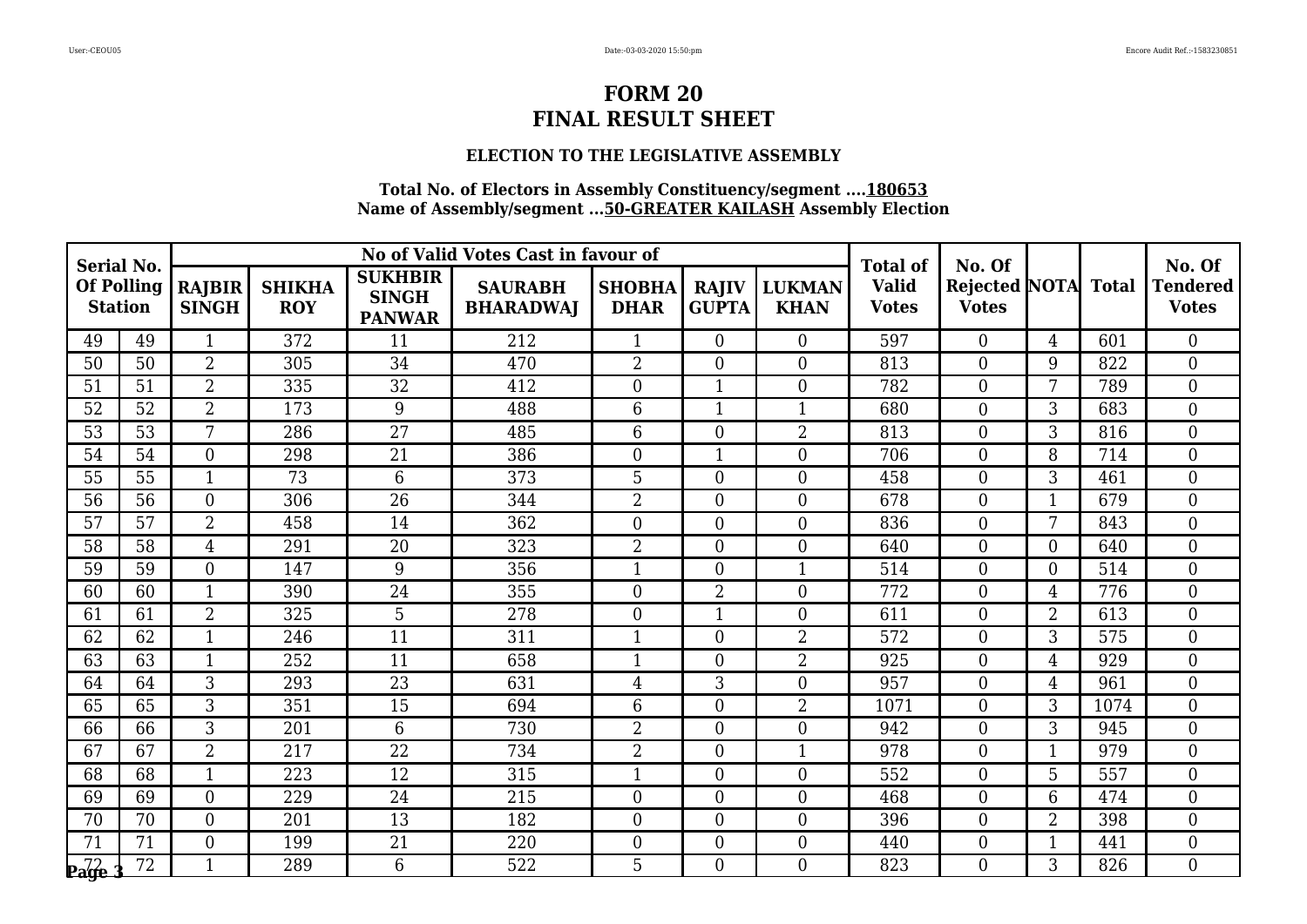# FORM 20
# FINAL RESULT SHEET

### ELECTION TO THE LEGISLATIVE ASSEMBLY

**Total No. of Electors in Assembly Constituency/segment ....180653**
**Name of Assembly/segment ...50-GREATER KAILASH Assembly Election**

| Serial No. Of Polling Station | | No of Valid Votes Cast in favour of | | | | | | | Total of Valid Votes | No. Of Rejected Votes | NOTA | Total | No. Of Tendered Votes |
|---|---|---|---|---|---|---|---|---|---|---|---|---|---|
| | | RAJBIR SINGH | SHIKHA ROY | SUKHBIR SINGH PANWAR | SAURABH BHARADWAJ | SHOBHA DHAR | RAJIV GUPTA | LUKMAN KHAN | | | | | |
| 49 | 49 | 1 | 372 | 11 | 212 | 1 | 0 | 0 | 597 | 0 | 4 | 601 | 0 |
| 50 | 50 | 2 | 305 | 34 | 470 | 2 | 0 | 0 | 813 | 0 | 9 | 822 | 0 |
| 51 | 51 | 2 | 335 | 32 | 412 | 0 | 1 | 0 | 782 | 0 | 7 | 789 | 0 |
| 52 | 52 | 2 | 173 | 9 | 488 | 6 | 1 | 1 | 680 | 0 | 3 | 683 | 0 |
| 53 | 53 | 7 | 286 | 27 | 485 | 6 | 0 | 2 | 813 | 0 | 3 | 816 | 0 |
| 54 | 54 | 0 | 298 | 21 | 386 | 0 | 1 | 0 | 706 | 0 | 8 | 714 | 0 |
| 55 | 55 | 1 | 73 | 6 | 373 | 5 | 0 | 0 | 458 | 0 | 3 | 461 | 0 |
| 56 | 56 | 0 | 306 | 26 | 344 | 2 | 0 | 0 | 678 | 0 | 1 | 679 | 0 |
| 57 | 57 | 2 | 458 | 14 | 362 | 0 | 0 | 0 | 836 | 0 | 7 | 843 | 0 |
| 58 | 58 | 4 | 291 | 20 | 323 | 2 | 0 | 0 | 640 | 0 | 0 | 640 | 0 |
| 59 | 59 | 0 | 147 | 9 | 356 | 1 | 0 | 1 | 514 | 0 | 0 | 514 | 0 |
| 60 | 60 | 1 | 390 | 24 | 355 | 0 | 2 | 0 | 772 | 0 | 4 | 776 | 0 |
| 61 | 61 | 2 | 325 | 5 | 278 | 0 | 1 | 0 | 611 | 0 | 2 | 613 | 0 |
| 62 | 62 | 1 | 246 | 11 | 311 | 1 | 0 | 2 | 572 | 0 | 3 | 575 | 0 |
| 63 | 63 | 1 | 252 | 11 | 658 | 1 | 0 | 2 | 925 | 0 | 4 | 929 | 0 |
| 64 | 64 | 3 | 293 | 23 | 631 | 4 | 3 | 0 | 957 | 0 | 4 | 961 | 0 |
| 65 | 65 | 3 | 351 | 15 | 694 | 6 | 0 | 2 | 1071 | 0 | 3 | 1074 | 0 |
| 66 | 66 | 3 | 201 | 6 | 730 | 2 | 0 | 0 | 942 | 0 | 3 | 945 | 0 |
| 67 | 67 | 2 | 217 | 22 | 734 | 2 | 0 | 1 | 978 | 0 | 1 | 979 | 0 |
| 68 | 68 | 1 | 223 | 12 | 315 | 1 | 0 | 0 | 552 | 0 | 5 | 557 | 0 |
| 69 | 69 | 0 | 229 | 24 | 215 | 0 | 0 | 0 | 468 | 0 | 6 | 474 | 0 |
| 70 | 70 | 0 | 201 | 13 | 182 | 0 | 0 | 0 | 396 | 0 | 2 | 398 | 0 |
| 71 | 71 | 0 | 199 | 21 | 220 | 0 | 0 | 0 | 440 | 0 | 1 | 441 | 0 |
| 72 | 72 | 1 | 289 | 6 | 522 | 5 | 0 | 0 | 823 | 0 | 3 | 826 | 0 |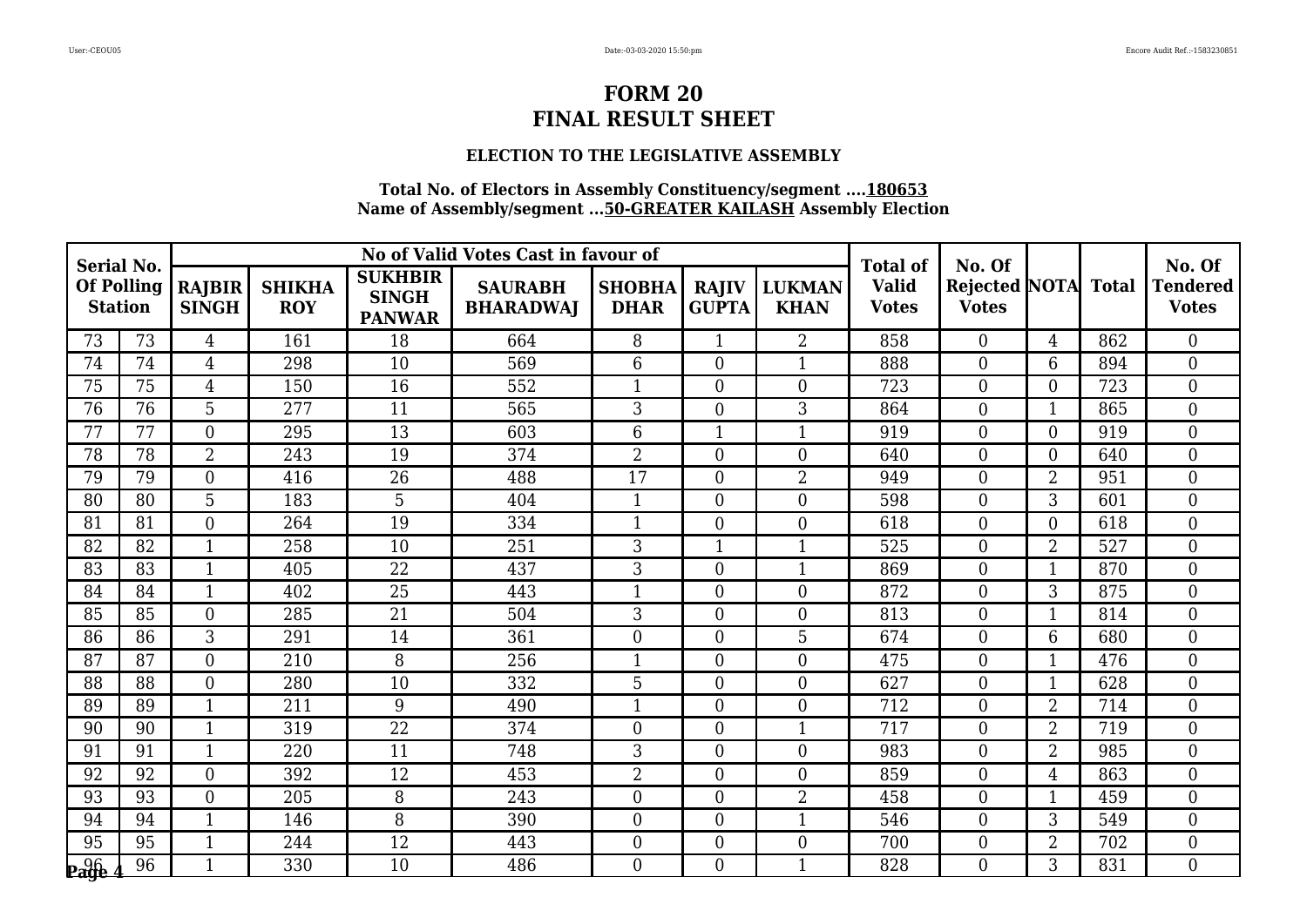# FORM 20
# FINAL RESULT SHEET

### ELECTION TO THE LEGISLATIVE ASSEMBLY

**Total No. of Electors in Assembly Constituency/segment ....180653**
**Name of Assembly/segment ...50-GREATER KAILASH Assembly Election**

| Serial No. Of Polling Station | | No of Valid Votes Cast in favour of | | | | | | | Total of Valid Votes | No. Of Rejected Votes | NOTA | Total | No. Of Tendered Votes |
|---|---|---|---|---|---|---|---|---|---|---|---|---|---|
| | | RAJBIR SINGH | SHIKHA ROY | SUKHBIR SINGH PANWAR | SAURABH BHARADWAJ | SHOBHA DHAR | RAJIV GUPTA | LUKMAN KHAN | | | | | |
| 73 | 73 | 4 | 161 | 18 | 664 | 8 | 1 | 2 | 858 | 0 | 4 | 862 | 0 |
| 74 | 74 | 4 | 298 | 10 | 569 | 6 | 0 | 1 | 888 | 0 | 6 | 894 | 0 |
| 75 | 75 | 4 | 150 | 16 | 552 | 1 | 0 | 0 | 723 | 0 | 0 | 723 | 0 |
| 76 | 76 | 5 | 277 | 11 | 565 | 3 | 0 | 3 | 864 | 0 | 1 | 865 | 0 |
| 77 | 77 | 0 | 295 | 13 | 603 | 6 | 1 | 1 | 919 | 0 | 0 | 919 | 0 |
| 78 | 78 | 2 | 243 | 19 | 374 | 2 | 0 | 0 | 640 | 0 | 0 | 640 | 0 |
| 79 | 79 | 0 | 416 | 26 | 488 | 17 | 0 | 2 | 949 | 0 | 2 | 951 | 0 |
| 80 | 80 | 5 | 183 | 5 | 404 | 1 | 0 | 0 | 598 | 0 | 3 | 601 | 0 |
| 81 | 81 | 0 | 264 | 19 | 334 | 1 | 0 | 0 | 618 | 0 | 0 | 618 | 0 |
| 82 | 82 | 1 | 258 | 10 | 251 | 3 | 1 | 1 | 525 | 0 | 2 | 527 | 0 |
| 83 | 83 | 1 | 405 | 22 | 437 | 3 | 0 | 1 | 869 | 0 | 1 | 870 | 0 |
| 84 | 84 | 1 | 402 | 25 | 443 | 1 | 0 | 0 | 872 | 0 | 3 | 875 | 0 |
| 85 | 85 | 0 | 285 | 21 | 504 | 3 | 0 | 0 | 813 | 0 | 1 | 814 | 0 |
| 86 | 86 | 3 | 291 | 14 | 361 | 0 | 0 | 5 | 674 | 0 | 6 | 680 | 0 |
| 87 | 87 | 0 | 210 | 8 | 256 | 1 | 0 | 0 | 475 | 0 | 1 | 476 | 0 |
| 88 | 88 | 0 | 280 | 10 | 332 | 5 | 0 | 0 | 627 | 0 | 1 | 628 | 0 |
| 89 | 89 | 1 | 211 | 9 | 490 | 1 | 0 | 0 | 712 | 0 | 2 | 714 | 0 |
| 90 | 90 | 1 | 319 | 22 | 374 | 0 | 0 | 1 | 717 | 0 | 2 | 719 | 0 |
| 91 | 91 | 1 | 220 | 11 | 748 | 3 | 0 | 0 | 983 | 0 | 2 | 985 | 0 |
| 92 | 92 | 0 | 392 | 12 | 453 | 2 | 0 | 0 | 859 | 0 | 4 | 863 | 0 |
| 93 | 93 | 0 | 205 | 8 | 243 | 0 | 0 | 2 | 458 | 0 | 1 | 459 | 0 |
| 94 | 94 | 1 | 146 | 8 | 390 | 0 | 0 | 1 | 546 | 0 | 3 | 549 | 0 |
| 95 | 95 | 1 | 244 | 12 | 443 | 0 | 0 | 0 | 700 | 0 | 2 | 702 | 0 |
| 96 | 96 | 1 | 330 | 10 | 486 | 0 | 0 | 1 | 828 | 0 | 3 | 831 | 0 |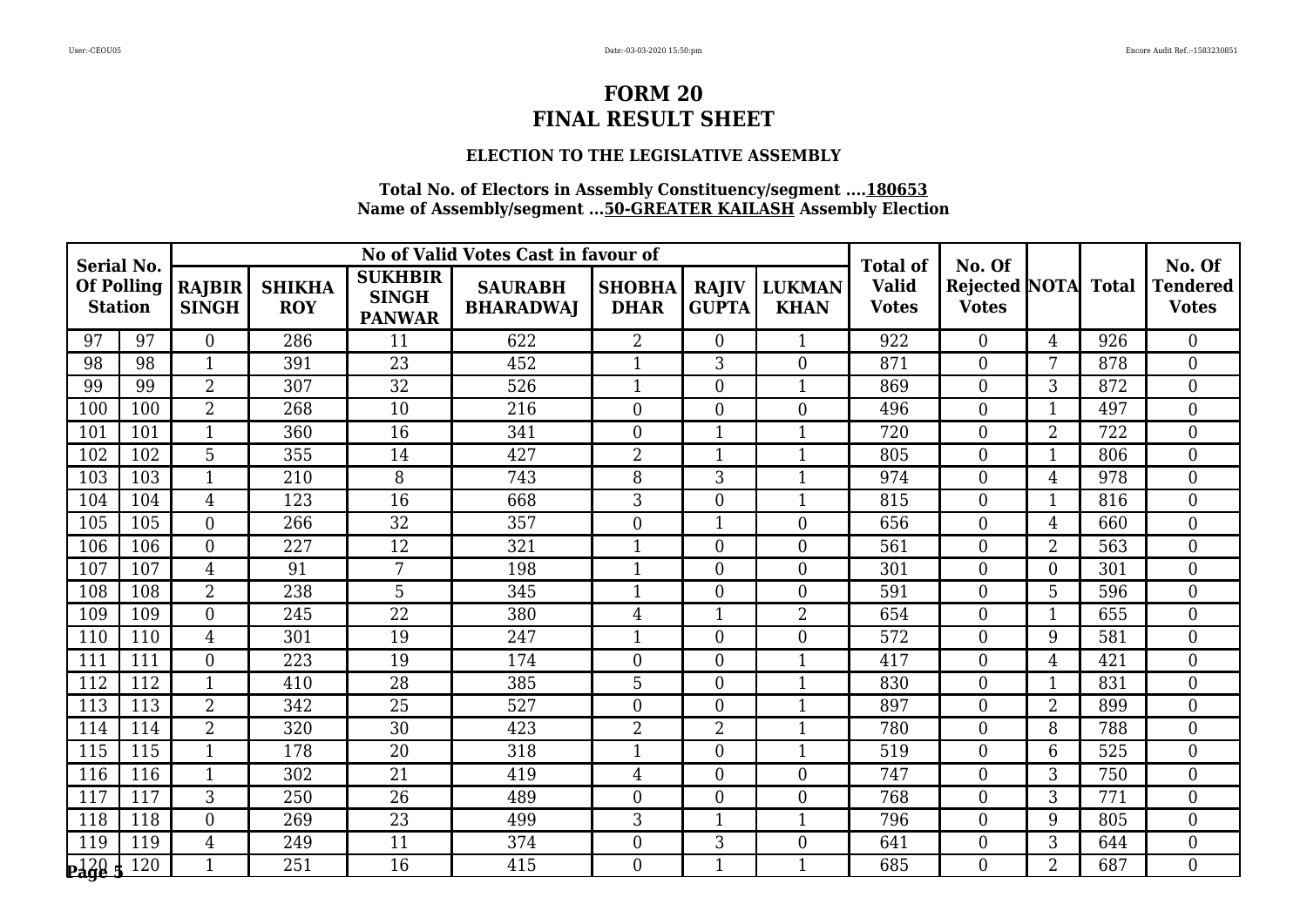# FORM 20
# FINAL RESULT SHEET

### ELECTION TO THE LEGISLATIVE ASSEMBLY

**Total No. of Electors in Assembly Constituency/segment ....180653**
**Name of Assembly/segment ...50-GREATER KAILASH Assembly Election**

| Serial No. Of Polling Station | | No of Valid Votes Cast in favour of | | | | | | | Total of Valid Votes | No. Of Rejected Votes | NOTA | Total | No. Of Tendered Votes |
|---|---|---|---|---|---|---|---|---|---|---|---|---|---|
| | | RAJBIR SINGH | SHIKHA ROY | SUKHBIR SINGH PANWAR | SAURABH BHARADWAJ | SHOBHA DHAR | RAJIV GUPTA | LUKMAN KHAN | | | | | |
| 97 | 97 | 0 | 286 | 11 | 622 | 2 | 0 | 1 | 922 | 0 | 4 | 926 | 0 |
| 98 | 98 | 1 | 391 | 23 | 452 | 1 | 3 | 0 | 871 | 0 | 7 | 878 | 0 |
| 99 | 99 | 2 | 307 | 32 | 526 | 1 | 0 | 1 | 869 | 0 | 3 | 872 | 0 |
| 100 | 100 | 2 | 268 | 10 | 216 | 0 | 0 | 0 | 496 | 0 | 1 | 497 | 0 |
| 101 | 101 | 1 | 360 | 16 | 341 | 0 | 1 | 1 | 720 | 0 | 2 | 722 | 0 |
| 102 | 102 | 5 | 355 | 14 | 427 | 2 | 1 | 1 | 805 | 0 | 1 | 806 | 0 |
| 103 | 103 | 1 | 210 | 8 | 743 | 8 | 3 | 1 | 974 | 0 | 4 | 978 | 0 |
| 104 | 104 | 4 | 123 | 16 | 668 | 3 | 0 | 1 | 815 | 0 | 1 | 816 | 0 |
| 105 | 105 | 0 | 266 | 32 | 357 | 0 | 1 | 0 | 656 | 0 | 4 | 660 | 0 |
| 106 | 106 | 0 | 227 | 12 | 321 | 1 | 0 | 0 | 561 | 0 | 2 | 563 | 0 |
| 107 | 107 | 4 | 91 | 7 | 198 | 1 | 0 | 0 | 301 | 0 | 0 | 301 | 0 |
| 108 | 108 | 2 | 238 | 5 | 345 | 1 | 0 | 0 | 591 | 0 | 5 | 596 | 0 |
| 109 | 109 | 0 | 245 | 22 | 380 | 4 | 1 | 2 | 654 | 0 | 1 | 655 | 0 |
| 110 | 110 | 4 | 301 | 19 | 247 | 1 | 0 | 0 | 572 | 0 | 9 | 581 | 0 |
| 111 | 111 | 0 | 223 | 19 | 174 | 0 | 0 | 1 | 417 | 0 | 4 | 421 | 0 |
| 112 | 112 | 1 | 410 | 28 | 385 | 5 | 0 | 1 | 830 | 0 | 1 | 831 | 0 |
| 113 | 113 | 2 | 342 | 25 | 527 | 0 | 0 | 1 | 897 | 0 | 2 | 899 | 0 |
| 114 | 114 | 2 | 320 | 30 | 423 | 2 | 2 | 1 | 780 | 0 | 8 | 788 | 0 |
| 115 | 115 | 1 | 178 | 20 | 318 | 1 | 0 | 1 | 519 | 0 | 6 | 525 | 0 |
| 116 | 116 | 1 | 302 | 21 | 419 | 4 | 0 | 0 | 747 | 0 | 3 | 750 | 0 |
| 117 | 117 | 3 | 250 | 26 | 489 | 0 | 0 | 0 | 768 | 0 | 3 | 771 | 0 |
| 118 | 118 | 0 | 269 | 23 | 499 | 3 | 1 | 1 | 796 | 0 | 9 | 805 | 0 |
| 119 | 119 | 4 | 249 | 11 | 374 | 0 | 3 | 0 | 641 | 0 | 3 | 644 | 0 |
| 120 | 120 | 1 | 251 | 16 | 415 | 0 | 1 | 1 | 685 | 0 | 2 | 687 | 0 |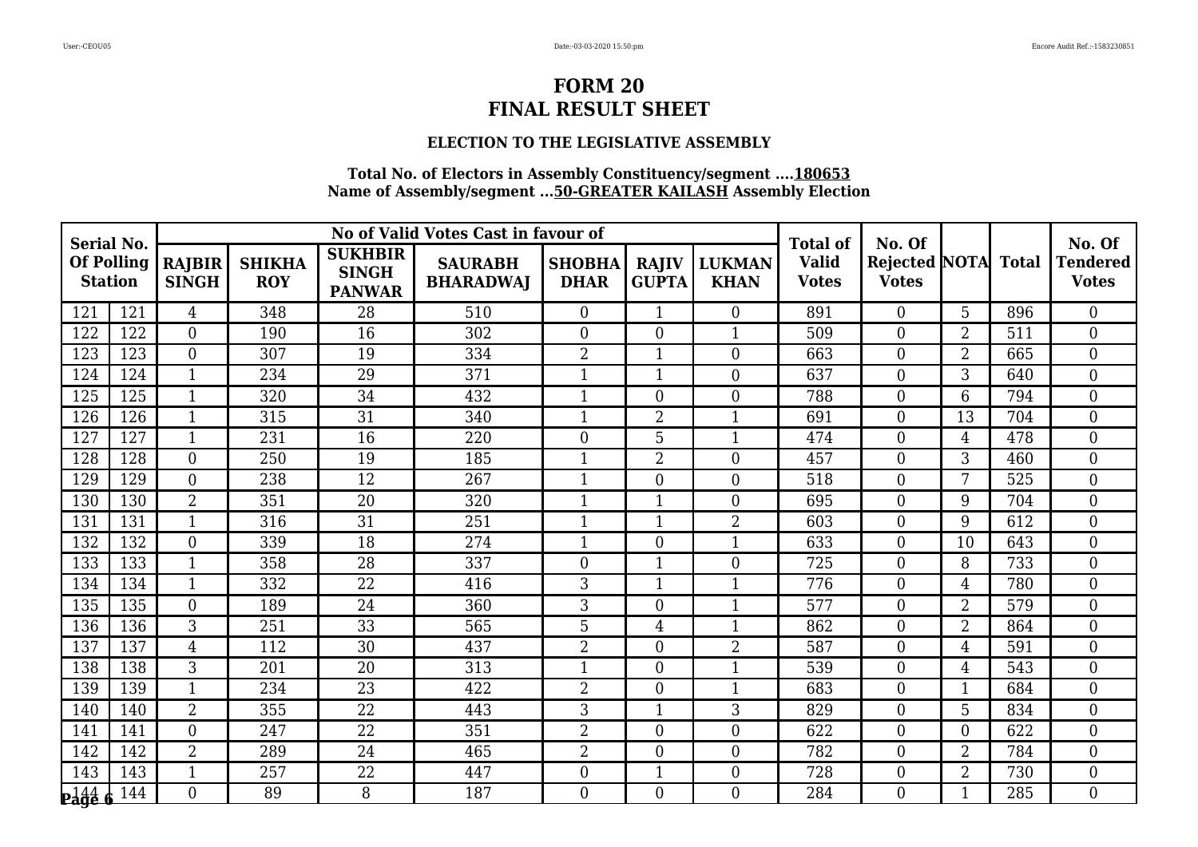# FORM 20
# FINAL RESULT SHEET

### ELECTION TO THE LEGISLATIVE ASSEMBLY

**Total No. of Electors in Assembly Constituency/segment ....180653**
**Name of Assembly/segment ...50-GREATER KAILASH Assembly Election**

| Serial No. Of Polling Station | | No of Valid Votes Cast in favour of | | | | | | | Total of Valid Votes | No. Of Rejected Votes | NOTA | Total | No. Of Tendered Votes |
|---|---|---|---|---|---|---|---|---|---|---|---|---|---|
| | | RAJBIR SINGH | SHIKHA ROY | SUKHBIR SINGH PANWAR | SAURABH BHARADWAJ | SHOBHA DHAR | RAJIV GUPTA | LUKMAN KHAN | | | | | |
| 121 | 121 | 4 | 348 | 28 | 510 | 0 | 1 | 0 | 891 | 0 | 5 | 896 | 0 |
| 122 | 122 | 0 | 190 | 16 | 302 | 0 | 0 | 1 | 509 | 0 | 2 | 511 | 0 |
| 123 | 123 | 0 | 307 | 19 | 334 | 2 | 1 | 0 | 663 | 0 | 2 | 665 | 0 |
| 124 | 124 | 1 | 234 | 29 | 371 | 1 | 1 | 0 | 637 | 0 | 3 | 640 | 0 |
| 125 | 125 | 1 | 320 | 34 | 432 | 1 | 0 | 0 | 788 | 0 | 6 | 794 | 0 |
| 126 | 126 | 1 | 315 | 31 | 340 | 1 | 2 | 1 | 691 | 0 | 13 | 704 | 0 |
| 127 | 127 | 1 | 231 | 16 | 220 | 0 | 5 | 1 | 474 | 0 | 4 | 478 | 0 |
| 128 | 128 | 0 | 250 | 19 | 185 | 1 | 2 | 0 | 457 | 0 | 3 | 460 | 0 |
| 129 | 129 | 0 | 238 | 12 | 267 | 1 | 0 | 0 | 518 | 0 | 7 | 525 | 0 |
| 130 | 130 | 2 | 351 | 20 | 320 | 1 | 1 | 0 | 695 | 0 | 9 | 704 | 0 |
| 131 | 131 | 1 | 316 | 31 | 251 | 1 | 1 | 2 | 603 | 0 | 9 | 612 | 0 |
| 132 | 132 | 0 | 339 | 18 | 274 | 1 | 0 | 1 | 633 | 0 | 10 | 643 | 0 |
| 133 | 133 | 1 | 358 | 28 | 337 | 0 | 1 | 0 | 725 | 0 | 8 | 733 | 0 |
| 134 | 134 | 1 | 332 | 22 | 416 | 3 | 1 | 1 | 776 | 0 | 4 | 780 | 0 |
| 135 | 135 | 0 | 189 | 24 | 360 | 3 | 0 | 1 | 577 | 0 | 2 | 579 | 0 |
| 136 | 136 | 3 | 251 | 33 | 565 | 5 | 4 | 1 | 862 | 0 | 2 | 864 | 0 |
| 137 | 137 | 4 | 112 | 30 | 437 | 2 | 0 | 2 | 587 | 0 | 4 | 591 | 0 |
| 138 | 138 | 3 | 201 | 20 | 313 | 1 | 0 | 1 | 539 | 0 | 4 | 543 | 0 |
| 139 | 139 | 1 | 234 | 23 | 422 | 2 | 0 | 1 | 683 | 0 | 1 | 684 | 0 |
| 140 | 140 | 2 | 355 | 22 | 443 | 3 | 1 | 3 | 829 | 0 | 5 | 834 | 0 |
| 141 | 141 | 0 | 247 | 22 | 351 | 2 | 0 | 0 | 622 | 0 | 0 | 622 | 0 |
| 142 | 142 | 2 | 289 | 24 | 465 | 2 | 0 | 0 | 782 | 0 | 2 | 784 | 0 |
| 143 | 143 | 1 | 257 | 22 | 447 | 0 | 1 | 0 | 728 | 0 | 2 | 730 | 0 |
| 144 | 144 | 0 | 89 | 8 | 187 | 0 | 0 | 0 | 284 | 0 | 1 | 285 | 0 |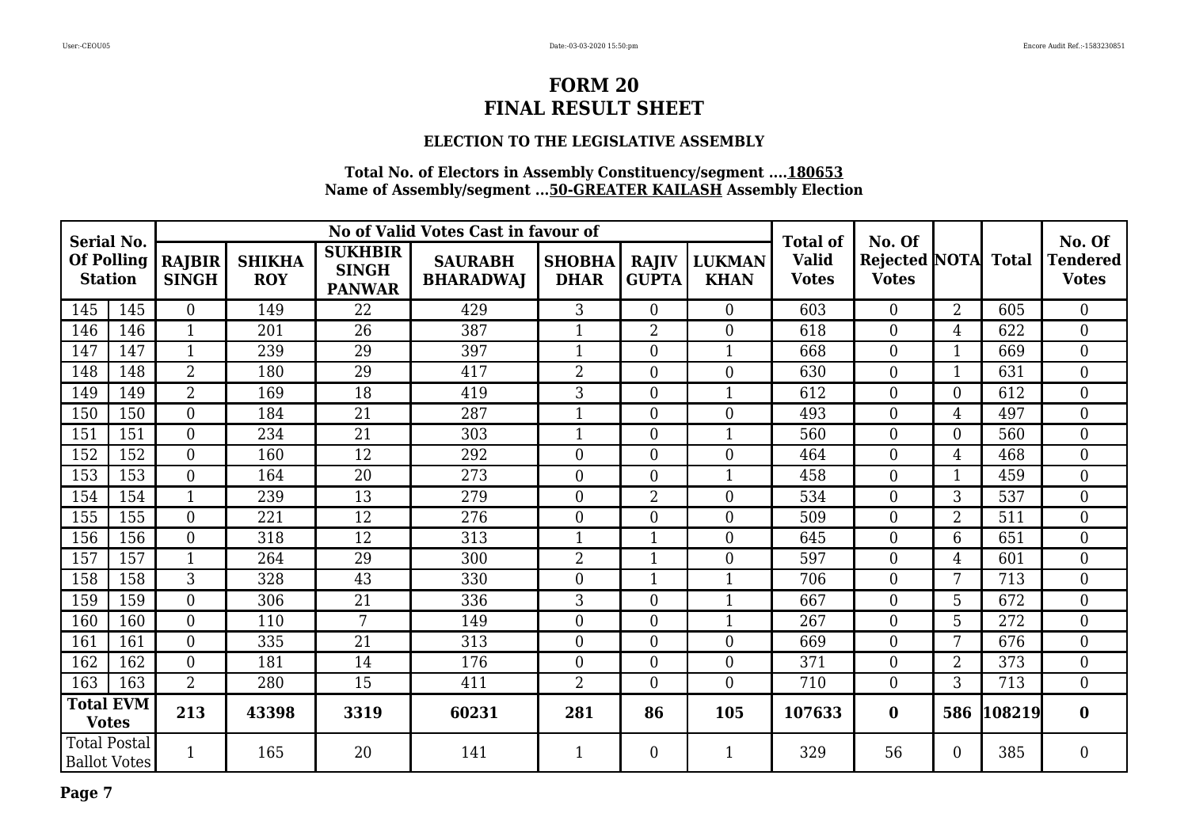# FORM 20
# FINAL RESULT SHEET

### ELECTION TO THE LEGISLATIVE ASSEMBLY

**Total No. of Electors in Assembly Constituency/segment ....180653**
**Name of Assembly/segment ...50-GREATER KAILASH Assembly Election**

| Serial No. Of Polling Station | | No of Valid Votes Cast in favour of | | | | | | | Total of Valid Votes | No. Of Rejected Votes | NOTA | Total | No. Of Tendered Votes |
|---|---|---|---|---|---|---|---|---|---|---|---|---|---|
| | | RAJBIR SINGH | SHIKHA ROY | SUKHBIR SINGH PANWAR | SAURABH BHARADWAJ | SHOBHA DHAR | RAJIV GUPTA | LUKMAN KHAN | | | | | |
| 145 | 145 | 0 | 149 | 22 | 429 | 3 | 0 | 0 | 603 | 0 | 2 | 605 | 0 |
| 146 | 146 | 1 | 201 | 26 | 387 | 1 | 2 | 0 | 618 | 0 | 4 | 622 | 0 |
| 147 | 147 | 1 | 239 | 29 | 397 | 1 | 0 | 1 | 668 | 0 | 1 | 669 | 0 |
| 148 | 148 | 2 | 180 | 29 | 417 | 2 | 0 | 0 | 630 | 0 | 1 | 631 | 0 |
| 149 | 149 | 2 | 169 | 18 | 419 | 3 | 0 | 1 | 612 | 0 | 0 | 612 | 0 |
| 150 | 150 | 0 | 184 | 21 | 287 | 1 | 0 | 0 | 493 | 0 | 4 | 497 | 0 |
| 151 | 151 | 0 | 234 | 21 | 303 | 1 | 0 | 1 | 560 | 0 | 0 | 560 | 0 |
| 152 | 152 | 0 | 160 | 12 | 292 | 0 | 0 | 0 | 464 | 0 | 4 | 468 | 0 |
| 153 | 153 | 0 | 164 | 20 | 273 | 0 | 0 | 1 | 458 | 0 | 1 | 459 | 0 |
| 154 | 154 | 1 | 239 | 13 | 279 | 0 | 2 | 0 | 534 | 0 | 3 | 537 | 0 |
| 155 | 155 | 0 | 221 | 12 | 276 | 0 | 0 | 0 | 509 | 0 | 2 | 511 | 0 |
| 156 | 156 | 0 | 318 | 12 | 313 | 1 | 1 | 0 | 645 | 0 | 6 | 651 | 0 |
| 157 | 157 | 1 | 264 | 29 | 300 | 2 | 1 | 0 | 597 | 0 | 4 | 601 | 0 |
| 158 | 158 | 3 | 328 | 43 | 330 | 0 | 1 | 1 | 706 | 0 | 7 | 713 | 0 |
| 159 | 159 | 0 | 306 | 21 | 336 | 3 | 0 | 1 | 667 | 0 | 5 | 672 | 0 |
| 160 | 160 | 0 | 110 | 7 | 149 | 0 | 0 | 1 | 267 | 0 | 5 | 272 | 0 |
| 161 | 161 | 0 | 335 | 21 | 313 | 0 | 0 | 0 | 669 | 0 | 7 | 676 | 0 |
| 162 | 162 | 0 | 181 | 14 | 176 | 0 | 0 | 0 | 371 | 0 | 2 | 373 | 0 |
| 163 | 163 | 2 | 280 | 15 | 411 | 2 | 0 | 0 | 710 | 0 | 3 | 713 | 0 |
| **Total EVM Votes** | | **213** | **43398** | **3319** | **60231** | **281** | **86** | **105** | **107633** | **0** | **586** | **108219** | **0** |
| Total Postal Ballot Votes | | 1 | 165 | 20 | 141 | 1 | 0 | 1 | 329 | 56 | 0 | 385 | 0 |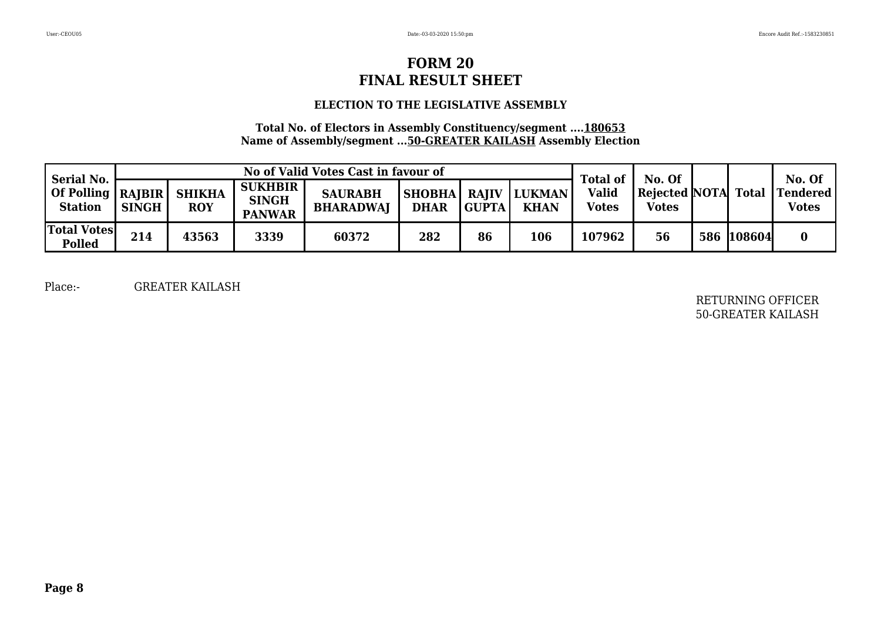# FORM 20
# FINAL RESULT SHEET

### ELECTION TO THE LEGISLATIVE ASSEMBLY

**Total No. of Electors in Assembly Constituency/segment ....180653**
**Name of Assembly/segment ...50-GREATER KAILASH Assembly Election**

| Serial No. Of Polling Station | No of Valid Votes Cast in favour of | | | | | | | Total of Valid Votes | No. Of Rejected Votes | NOTA | Total | No. Of Tendered Votes |
|---|---|---|---|---|---|---|---|---|---|---|---|---|
| | RAJBIR SINGH | SHIKHA ROY | SUKHBIR SINGH PANWAR | SAURABH BHARADWAJ | SHOBHA DHAR | RAJIV GUPTA | LUKMAN KHAN | | | | | |
| Total Votes Polled | 214 | 43563 | 3339 | 60372 | 282 | 86 | 106 | 107962 | 56 | 586 | 108604 | 0 |

Place:- GREATER KAILASH

RETURNING OFFICER
50-GREATER KAILASH